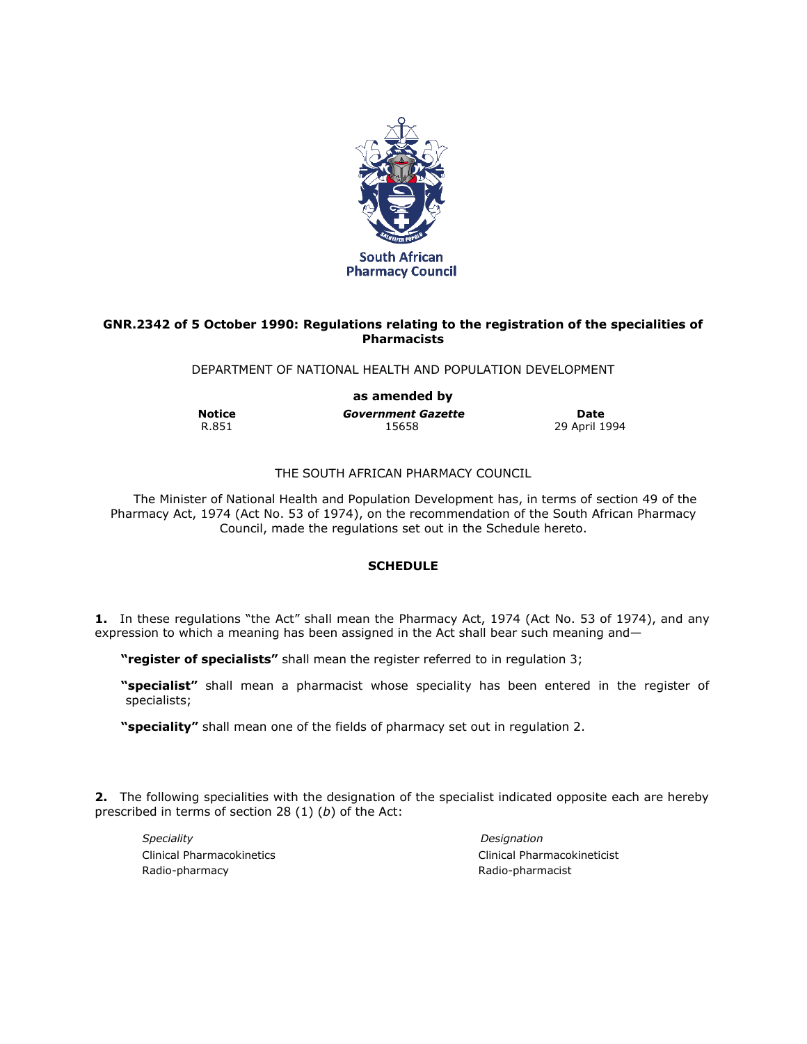South African Pharmacy Council

**GNR.2342 of 5 October 1990: Regulations relating to the registration of the specialities of Pharmacists**

DEPARTMENT OF NATIONAL HEALTH AND POPULATION DEVELOPMENT

**as amended by**

| **Notice** | ***Government Gazette*** | **Date** |
|---|---|---|
| R.851 | 15658 | 29 April 1994 |

THE SOUTH AFRICAN PHARMACY COUNCIL

The Minister of National Health and Population Development has, in terms of section 49 of the Pharmacy Act, 1974 (Act No. 53 of 1974), on the recommendation of the South African Pharmacy Council, made the regulations set out in the Schedule hereto.

**SCHEDULE**

**1.** In these regulations "the Act" shall mean the Pharmacy Act, 1974 (Act No. 53 of 1974), and any expression to which a meaning has been assigned in the Act shall bear such meaning and—

**"register of specialists"** shall mean the register referred to in regulation 3;

**"specialist"** shall mean a pharmacist whose speciality has been entered in the register of specialists;

**"speciality"** shall mean one of the fields of pharmacy set out in regulation 2.

**2.** The following specialities with the designation of the specialist indicated opposite each are hereby prescribed in terms of section 28 (1) (*b*) of the Act:

| *Speciality* | *Designation* |
|---|---|
| Clinical Pharmacokinetics | Clinical Pharmacokineticist |
| Radio-pharmacy | Radio-pharmacist |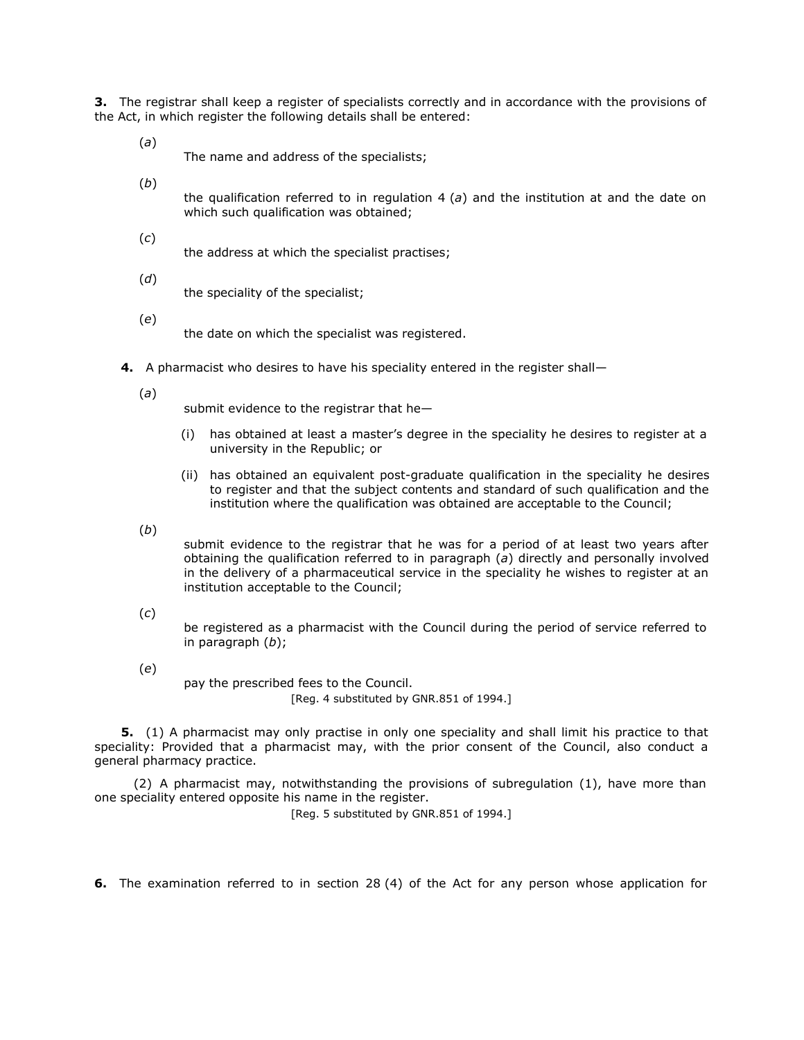**3.** The registrar shall keep a register of specialists correctly and in accordance with the provisions of the Act, in which register the following details shall be entered:

(*a*) The name and address of the specialists;

(*b*) the qualification referred to in regulation 4 (*a*) and the institution at and the date on which such qualification was obtained;

(*c*) the address at which the specialist practises;

(*d*) the speciality of the specialist;

(*e*) the date on which the specialist was registered.

**4.** A pharmacist who desires to have his speciality entered in the register shall—

(*a*) submit evidence to the registrar that he—

(i) has obtained at least a master's degree in the speciality he desires to register at a university in the Republic; or

(ii) has obtained an equivalent post-graduate qualification in the speciality he desires to register and that the subject contents and standard of such qualification and the institution where the qualification was obtained are acceptable to the Council;

(*b*) submit evidence to the registrar that he was for a period of at least two years after obtaining the qualification referred to in paragraph (*a*) directly and personally involved in the delivery of a pharmaceutical service in the speciality he wishes to register at an institution acceptable to the Council;

(*c*) be registered as a pharmacist with the Council during the period of service referred to in paragraph (*b*);

(*e*) pay the prescribed fees to the Council.

[Reg. 4 substituted by GNR.851 of 1994.]

**5.** (1) A pharmacist may only practise in only one speciality and shall limit his practice to that speciality: Provided that a pharmacist may, with the prior consent of the Council, also conduct a general pharmacy practice.

(2) A pharmacist may, notwithstanding the provisions of subregulation (1), have more than one speciality entered opposite his name in the register.

[Reg. 5 substituted by GNR.851 of 1994.]

**6.** The examination referred to in section 28 (4) of the Act for any person whose application for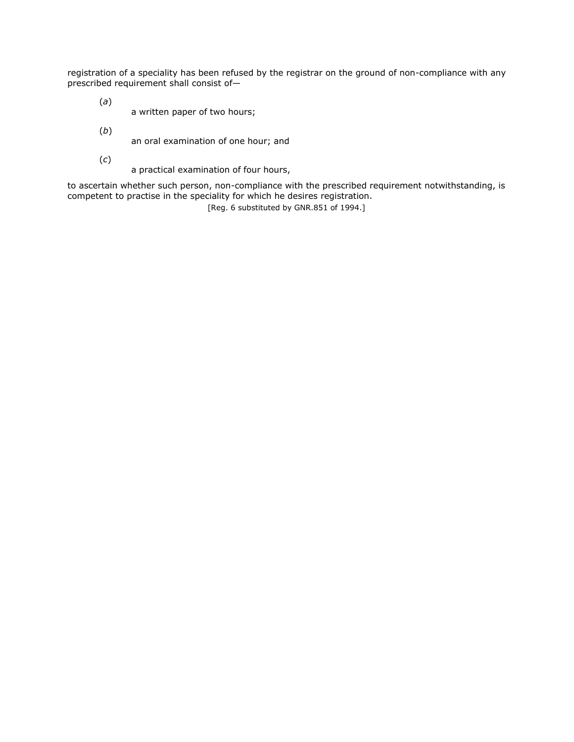registration of a speciality has been refused by the registrar on the ground of non-compliance with any prescribed requirement shall consist of—

(*a*) a written paper of two hours;

(*b*) an oral examination of one hour; and

(*c*) a practical examination of four hours,

to ascertain whether such person, non-compliance with the prescribed requirement notwithstanding, is competent to practise in the speciality for which he desires registration.

[Reg. 6 substituted by GNR.851 of 1994.]